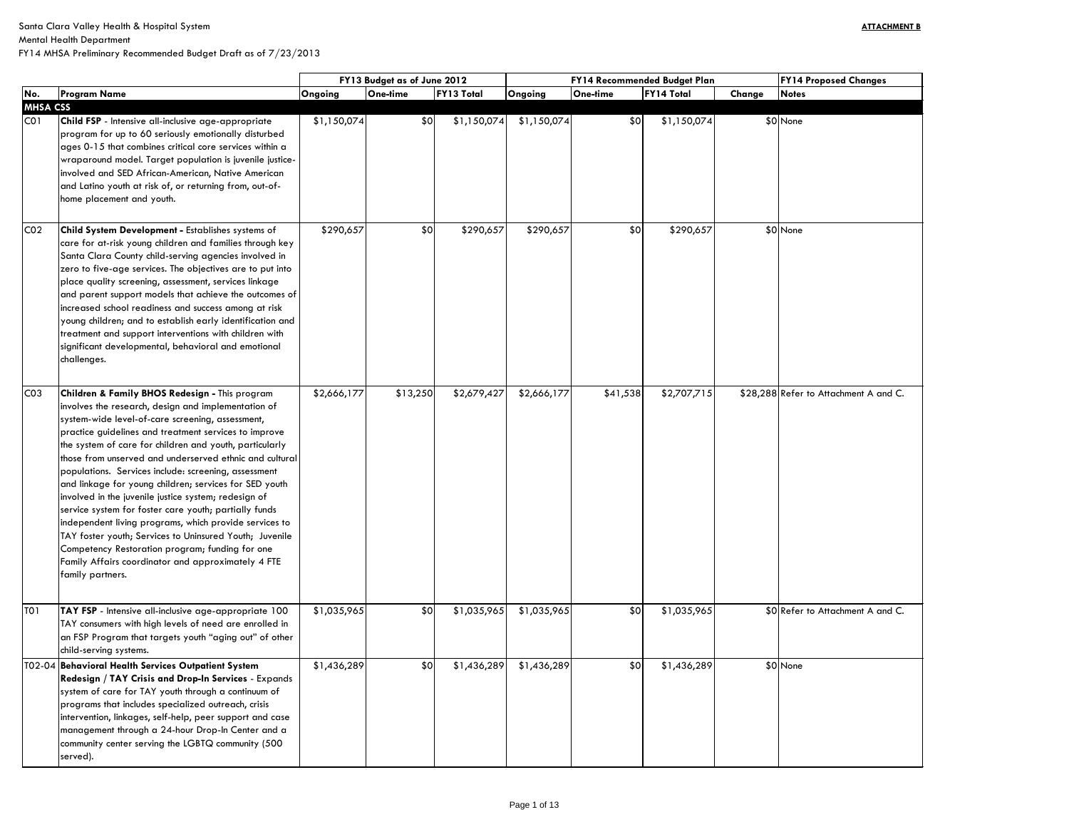Santa Clara Valley Health & Hospital System
Mental Health Department
FY14 MHSA Preliminary Recommended Budget Draft as of 7/23/2013

**ATTACHMENT B**

| | | FY13 Budget as of June 2012 | | | FY14 Recommended Budget Plan | | | | FY14 Proposed Changes |
|---|---|---|---|---|---|---|---|---|---|
| **No.** | **Program Name** | **Ongoing** | **One-time** | **FY13 Total** | **Ongoing** | **One-time** | **FY14 Total** | **Change** | **Notes** |
| **MHSA CSS** | | | | | | | | | |
| C01 | **Child FSP** - Intensive all-inclusive age-appropriate program for up to 60 seriously emotionally disturbed ages 0-15 that combines critical core services within a wraparound model. Target population is juvenile justice-involved and SED African-American, Native American and Latino youth at risk of, or returning from, out-of-home placement and youth. | $1,150,074 | $0 | $1,150,074 | $1,150,074 | $0 | $1,150,074 | $0 | None |
| C02 | **Child System Development -** Establishes systems of care for at-risk young children and families through key Santa Clara County child-serving agencies involved in zero to five-age services. The objectives are to put into place quality screening, assessment, services linkage and parent support models that achieve the outcomes of increased school readiness and success among at risk young children; and to establish early identification and treatment and support interventions with children with significant developmental, behavioral and emotional challenges. | $290,657 | $0 | $290,657 | $290,657 | $0 | $290,657 | $0 | None |
| C03 | **Children & Family BHOS Redesign -** This program involves the research, design and implementation of system-wide level-of-care screening, assessment, practice guidelines and treatment services to improve the system of care for children and youth, particularly those from unserved and underserved ethnic and cultural populations. Services include: screening, assessment and linkage for young children; services for SED youth involved in the juvenile justice system; redesign of service system for foster care youth; partially funds independent living programs, which provide services to TAY foster youth; Services to Uninsured Youth; Juvenile Competency Restoration program; funding for one Family Affairs coordinator and approximately 4 FTE family partners. | $2,666,177 | $13,250 | $2,679,427 | $2,666,177 | $41,538 | $2,707,715 | $28,288 | Refer to Attachment A and C. |
| T01 | **TAY FSP** - Intensive all-inclusive age-appropriate 100 TAY consumers with high levels of need are enrolled in an FSP Program that targets youth "aging out" of other child-serving systems. | $1,035,965 | $0 | $1,035,965 | $1,035,965 | $0 | $1,035,965 | $0 | Refer to Attachment A and C. |
| T02-04 | **Behavioral Health Services Outpatient System Redesign / TAY Crisis and Drop-In Services** - Expands system of care for TAY youth through a continuum of programs that includes specialized outreach, crisis intervention, linkages, self-help, peer support and case management through a 24-hour Drop-In Center and a community center serving the LGBTQ community (500 served). | $1,436,289 | $0 | $1,436,289 | $1,436,289 | $0 | $1,436,289 | $0 | None |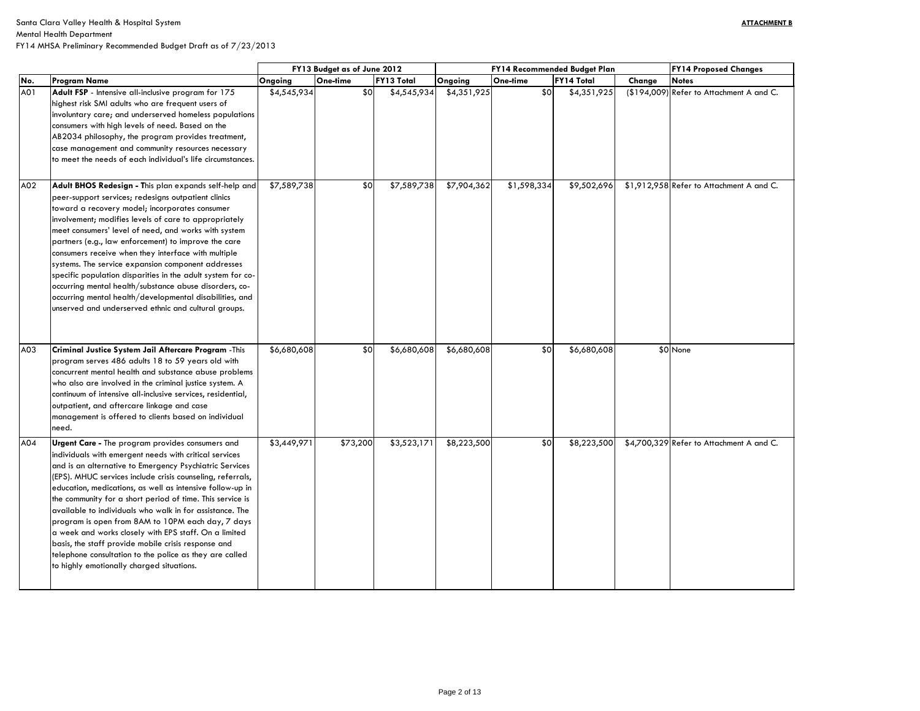Santa Clara Valley Health & Hospital System
Mental Health Department
FY14 MHSA Preliminary Recommended Budget Draft as of 7/23/2013

**ATTACHMENT B**

| | | FY13 Budget as of June 2012 | | | FY14 Recommended Budget Plan | | | | FY14 Proposed Changes |
|---|---|---|---|---|---|---|---|---|---|
| **No.** | **Program Name** | **Ongoing** | **One-time** | **FY13 Total** | **Ongoing** | **One-time** | **FY14 Total** | **Change** | **Notes** |
| A01 | **Adult FSP** - Intensive all-inclusive program for 175 highest risk SMI adults who are frequent users of involuntary care; and underserved homeless populations consumers with high levels of need. Based on the AB2034 philosophy, the program provides treatment, case management and community resources necessary to meet the needs of each individual's life circumstances. | $4,545,934 | $0 | $4,545,934 | $4,351,925 | $0 | $4,351,925 | ($194,009) | Refer to Attachment A and C. |
| A02 | **Adult BHOS Redesign - T**his plan expands self-help and peer-support services; redesigns outpatient clinics toward a recovery model; incorporates consumer involvement; modifies levels of care to appropriately meet consumers' level of need, and works with system partners (e.g., law enforcement) to improve the care consumers receive when they interface with multiple systems. The service expansion component addresses specific population disparities in the adult system for co-occurring mental health/substance abuse disorders, co-occurring mental health/developmental disabilities, and unserved and underserved ethnic and cultural groups. | $7,589,738 | $0 | $7,589,738 | $7,904,362 | $1,598,334 | $9,502,696 | $1,912,958 | Refer to Attachment A and C. |
| A03 | **Criminal Justice System Jail Aftercare Program** -This program serves 486 adults 18 to 59 years old with concurrent mental health and substance abuse problems who also are involved in the criminal justice system. A continuum of intensive all-inclusive services, residential, outpatient, and aftercare linkage and case management is offered to clients based on individual need. | $6,680,608 | $0 | $6,680,608 | $6,680,608 | $0 | $6,680,608 | $0 | None |
| A04 | **Urgent Care -** The program provides consumers and individuals with emergent needs with critical services and is an alternative to Emergency Psychiatric Services (EPS). MHUC services include crisis counseling, referrals, education, medications, as well as intensive follow-up in the community for a short period of time. This service is available to individuals who walk in for assistance. The program is open from 8AM to 10PM each day, 7 days a week and works closely with EPS staff. On a limited basis, the staff provide mobile crisis response and telephone consultation to the police as they are called to highly emotionally charged situations. | $3,449,971 | $73,200 | $3,523,171 | $8,223,500 | $0 | $8,223,500 | $4,700,329 | Refer to Attachment A and C. |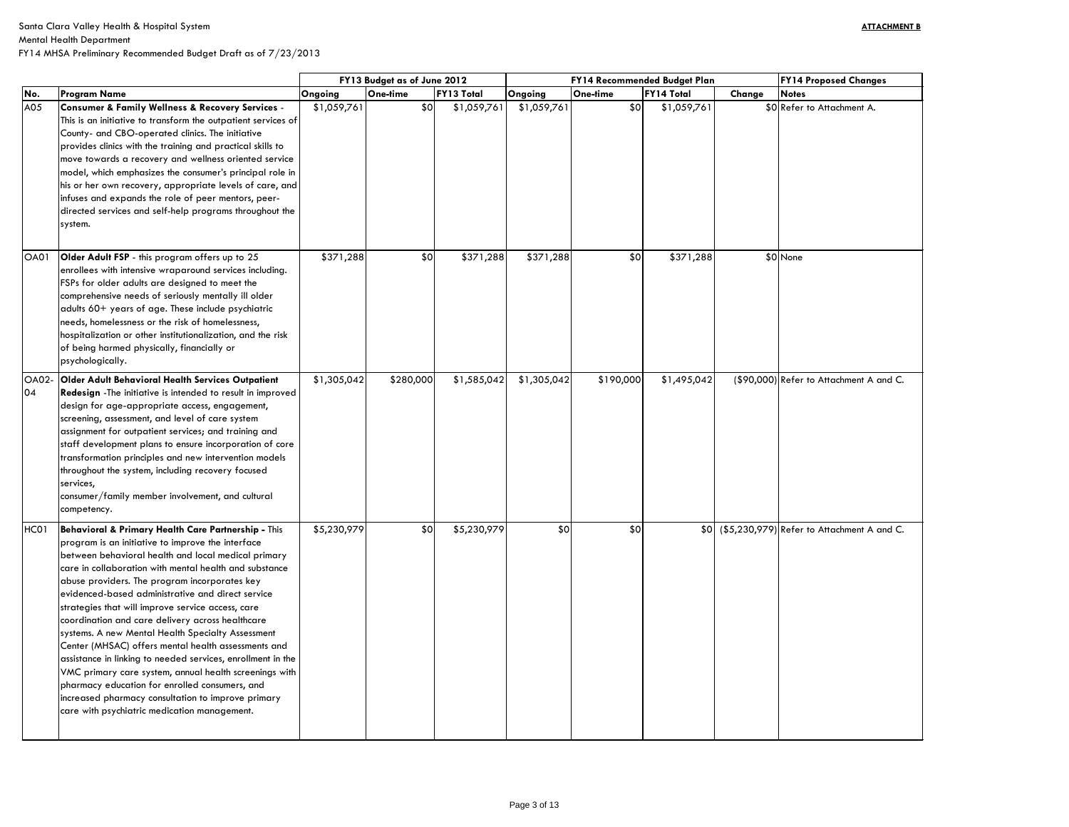Santa Clara Valley Health & Hospital System
Mental Health Department
FY14 MHSA Preliminary Recommended Budget Draft as of 7/23/2013

**ATTACHMENT B**

| | | FY13 Budget as of June 2012 | | | FY14 Recommended Budget Plan | | | FY14 Proposed Changes | |
|---|---|---|---|---|---|---|---|---|---|
| **No.** | **Program Name** | **Ongoing** | **One-time** | **FY13 Total** | **Ongoing** | **One-time** | **FY14 Total** | **Change** | **Notes** |
| A05 | **Consumer & Family Wellness & Recovery Services** - This is an initiative to transform the outpatient services of County- and CBO-operated clinics. The initiative provides clinics with the training and practical skills to move towards a recovery and wellness oriented service model, which emphasizes the consumer's principal role in his or her own recovery, appropriate levels of care, and infuses and expands the role of peer mentors, peer-directed services and self-help programs throughout the system. | $1,059,761 | $0 | $1,059,761 | $1,059,761 | $0 | $1,059,761 | $0 | Refer to Attachment A. |
| OA01 | **Older Adult FSP** - this program offers up to 25 enrollees with intensive wraparound services including. FSPs for older adults are designed to meet the comprehensive needs of seriously mentally ill older adults 60+ years of age. These include psychiatric needs, homelessness or the risk of homelessness, hospitalization or other institutionalization, and the risk of being harmed physically, financially or psychologically. | $371,288 | $0 | $371,288 | $371,288 | $0 | $371,288 | $0 | None |
| OA02-04 | **Older Adult Behavioral Health Services Outpatient Redesign** -The initiative is intended to result in improved design for age-appropriate access, engagement, screening, assessment, and level of care system assignment for outpatient services; and training and staff development plans to ensure incorporation of core transformation principles and new intervention models throughout the system, including recovery focused services, consumer/family member involvement, and cultural competency. | $1,305,042 | $280,000 | $1,585,042 | $1,305,042 | $190,000 | $1,495,042 | ($90,000) | Refer to Attachment A and C. |
| HC01 | **Behavioral & Primary Health Care Partnership -** This program is an initiative to improve the interface between behavioral health and local medical primary care in collaboration with mental health and substance abuse providers. The program incorporates key evidenced-based administrative and direct service strategies that will improve service access, care coordination and care delivery across healthcare systems. A new Mental Health Specialty Assessment Center (MHSAC) offers mental health assessments and assistance in linking to needed services, enrollment in the VMC primary care system, annual health screenings with pharmacy education for enrolled consumers, and increased pharmacy consultation to improve primary care with psychiatric medication management. | $5,230,979 | $0 | $5,230,979 | $0 | $0 | $0 | ($5,230,979) | Refer to Attachment A and C. |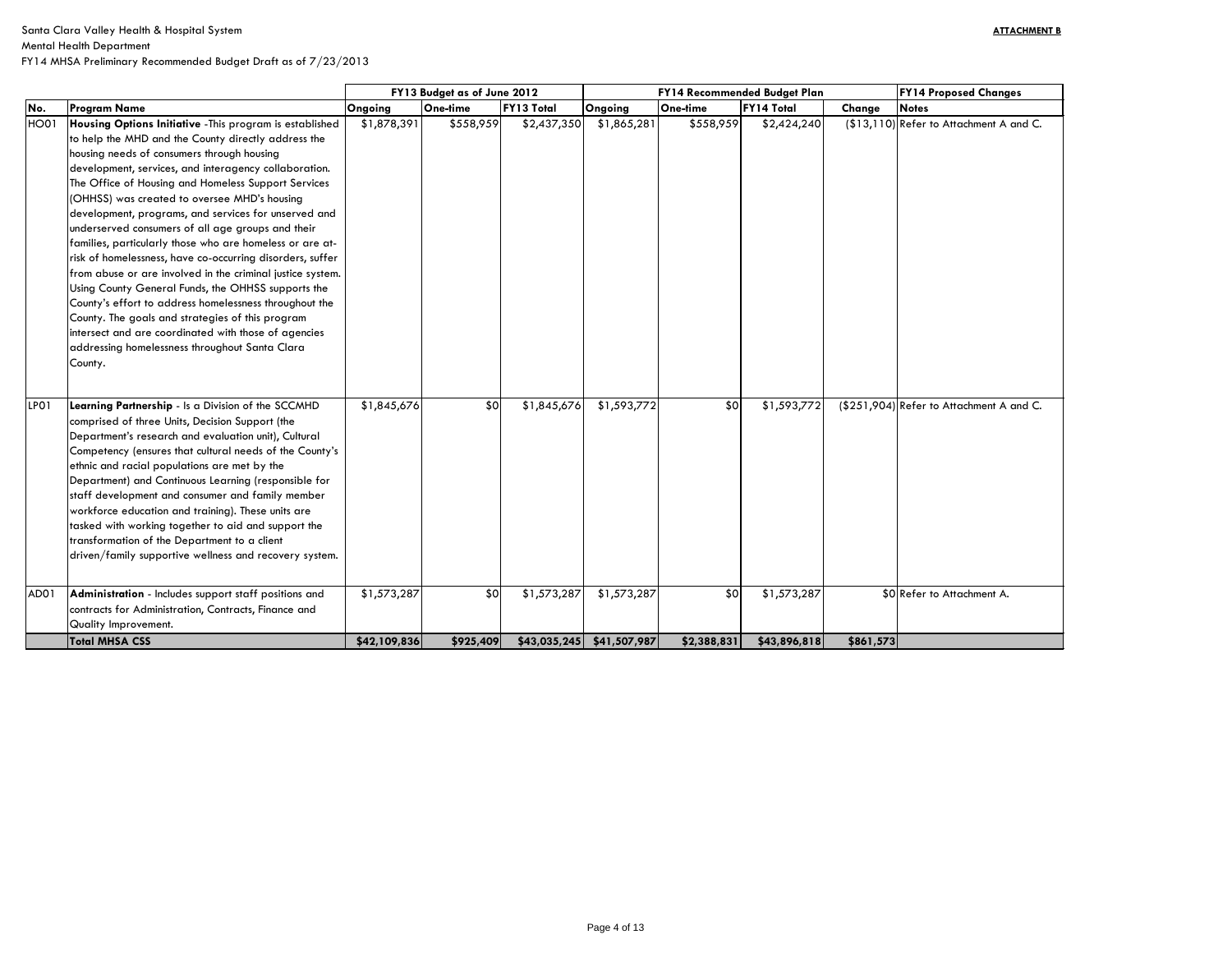Santa Clara Valley Health & Hospital System
Mental Health Department
FY14 MHSA Preliminary Recommended Budget Draft as of 7/23/2013

**ATTACHMENT B**

| | | FY13 Budget as of June 2012 | | | FY14 Recommended Budget Plan | | | | FY14 Proposed Changes |
|---|---|---|---|---|---|---|---|---|---|
| **No.** | **Program Name** | **Ongoing** | **One-time** | **FY13 Total** | **Ongoing** | **One-time** | **FY14 Total** | **Change** | **Notes** |
| HO01 | **Housing Options Initiative** -This program is established to help the MHD and the County directly address the housing needs of consumers through housing development, services, and interagency collaboration. The Office of Housing and Homeless Support Services (OHHSS) was created to oversee MHD's housing development, programs, and services for unserved and underserved consumers of all age groups and their families, particularly those who are homeless or are at-risk of homelessness, have co-occurring disorders, suffer from abuse or are involved in the criminal justice system. Using County General Funds, the OHHSS supports the County's effort to address homelessness throughout the County. The goals and strategies of this program intersect and are coordinated with those of agencies addressing homelessness throughout Santa Clara County. | $1,878,391 | $558,959 | $2,437,350 | $1,865,281 | $558,959 | $2,424,240 | ($13,110) | Refer to Attachment A and C. |
| LP01 | **Learning Partnership** - Is a Division of the SCCMHD comprised of three Units, Decision Support (the Department's research and evaluation unit), Cultural Competency (ensures that cultural needs of the County's ethnic and racial populations are met by the Department) and Continuous Learning (responsible for staff development and consumer and family member workforce education and training). These units are tasked with working together to aid and support the transformation of the Department to a client driven/family supportive wellness and recovery system. | $1,845,676 | $0 | $1,845,676 | $1,593,772 | $0 | $1,593,772 | ($251,904) | Refer to Attachment A and C. |
| AD01 | **Administration** - Includes support staff positions and contracts for Administration, Contracts, Finance and Quality Improvement. | $1,573,287 | $0 | $1,573,287 | $1,573,287 | $0 | $1,573,287 | $0 | Refer to Attachment A. |
| | **Total MHSA CSS** | **$42,109,836** | **$925,409** | **$43,035,245** | **$41,507,987** | **$2,388,831** | **$43,896,818** | **$861,573** | |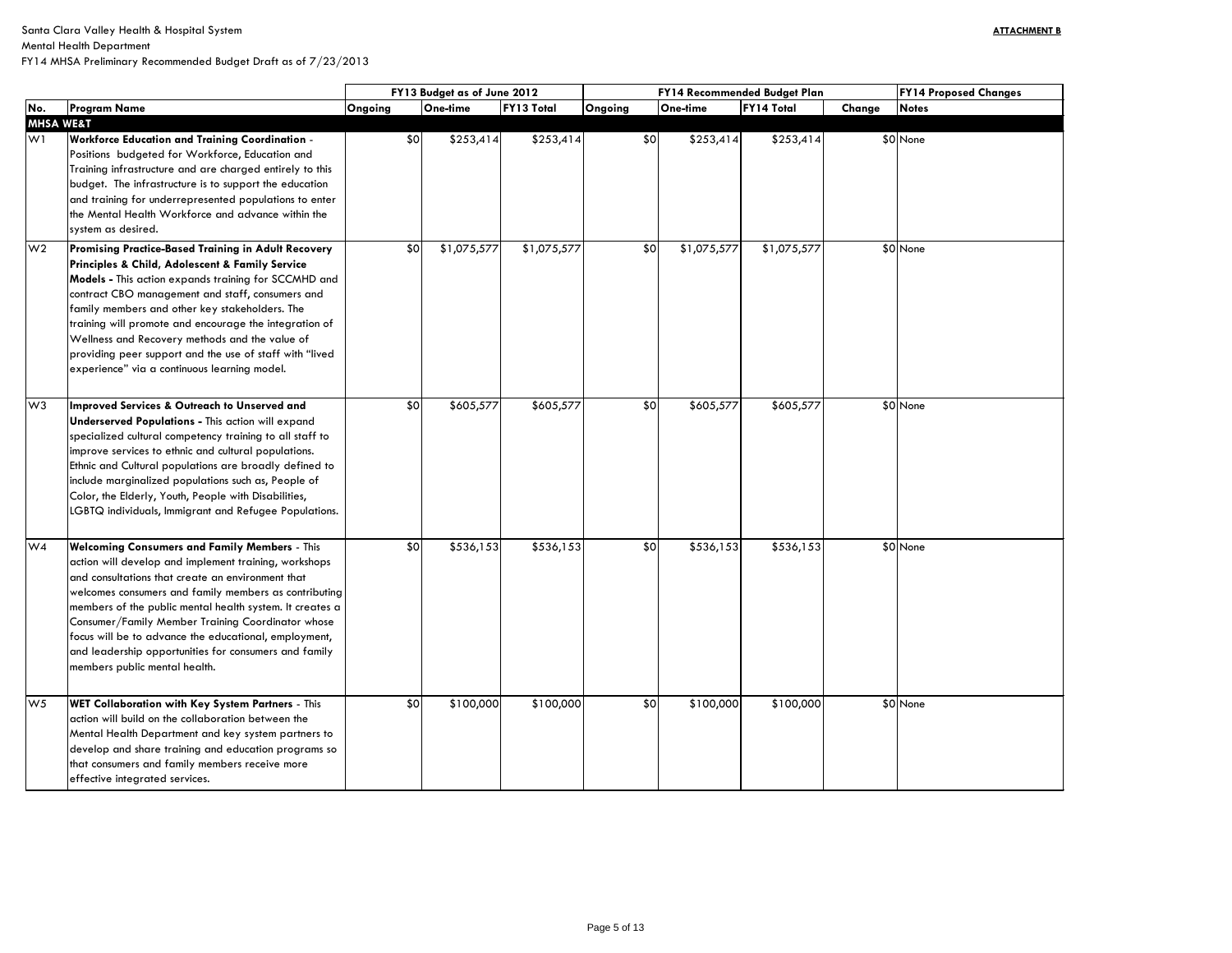Santa Clara Valley Health & Hospital System
Mental Health Department
FY14 MHSA Preliminary Recommended Budget Draft as of 7/23/2013

**ATTACHMENT B**

| | | FY13 Budget as of June 2012 | | | FY14 Recommended Budget Plan | | | FY14 Proposed Changes | |
|---|---|---|---|---|---|---|---|---|---|
| **No.** | **Program Name** | **Ongoing** | **One-time** | **FY13 Total** | **Ongoing** | **One-time** | **FY14 Total** | **Change** | **Notes** |
| **MHSA WE&T** | | | | | | | | | |
| W1 | **Workforce Education and Training Coordination** - Positions budgeted for Workforce, Education and Training infrastructure and are charged entirely to this budget. The infrastructure is to support the education and training for underrepresented populations to enter the Mental Health Workforce and advance within the system as desired. | $0 | $253,414 | $253,414 | $0 | $253,414 | $253,414 | $0 | None |
| W2 | **Promising Practice-Based Training in Adult Recovery Principles & Child, Adolescent & Family Service Models -** This action expands training for SCCMHD and contract CBO management and staff, consumers and family members and other key stakeholders. The training will promote and encourage the integration of Wellness and Recovery methods and the value of providing peer support and the use of staff with "lived experience" via a continuous learning model. | $0 | $1,075,577 | $1,075,577 | $0 | $1,075,577 | $1,075,577 | $0 | None |
| W3 | **Improved Services & Outreach to Unserved and Underserved Populations -** This action will expand specialized cultural competency training to all staff to improve services to ethnic and cultural populations. Ethnic and Cultural populations are broadly defined to include marginalized populations such as, People of Color, the Elderly, Youth, People with Disabilities, LGBTQ individuals, Immigrant and Refugee Populations. | $0 | $605,577 | $605,577 | $0 | $605,577 | $605,577 | $0 | None |
| W4 | **Welcoming Consumers and Family Members** - This action will develop and implement training, workshops and consultations that create an environment that welcomes consumers and family members as contributing members of the public mental health system. It creates a Consumer/Family Member Training Coordinator whose focus will be to advance the educational, employment, and leadership opportunities for consumers and family members public mental health. | $0 | $536,153 | $536,153 | $0 | $536,153 | $536,153 | $0 | None |
| W5 | **WET Collaboration with Key System Partners** - This action will build on the collaboration between the Mental Health Department and key system partners to develop and share training and education programs so that consumers and family members receive more effective integrated services. | $0 | $100,000 | $100,000 | $0 | $100,000 | $100,000 | $0 | None |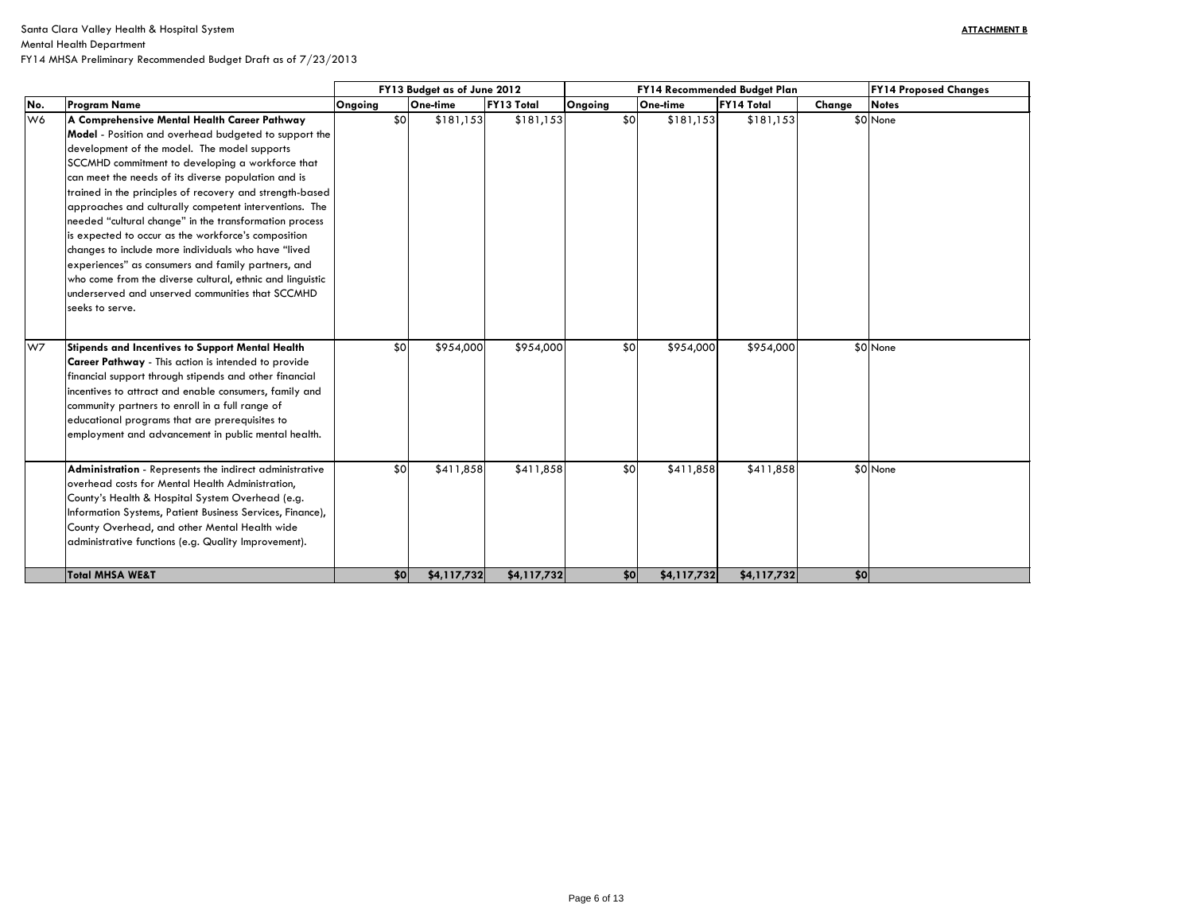Santa Clara Valley Health & Hospital System
Mental Health Department
FY14 MHSA Preliminary Recommended Budget Draft as of 7/23/2013

**ATTACHMENT B**

| | | FY13 Budget as of June 2012 | | | FY14 Recommended Budget Plan | | | FY14 Proposed Changes | |
|---|---|---|---|---|---|---|---|---|---|
| **No.** | **Program Name** | **Ongoing** | **One-time** | **FY13 Total** | **Ongoing** | **One-time** | **FY14 Total** | **Change** | **Notes** |
| W6 | **A Comprehensive Mental Health Career Pathway Model** - Position and overhead budgeted to support the development of the model. The model supports SCCMHD commitment to developing a workforce that can meet the needs of its diverse population and is trained in the principles of recovery and strength-based approaches and culturally competent interventions. The needed "cultural change" in the transformation process is expected to occur as the workforce's composition changes to include more individuals who have "lived experiences" as consumers and family partners, and who come from the diverse cultural, ethnic and linguistic underserved and unserved communities that SCCMHD seeks to serve. | $0 | $181,153 | $181,153 | $0 | $181,153 | $181,153 | $0 | None |
| W7 | **Stipends and Incentives to Support Mental Health Career Pathway** - This action is intended to provide financial support through stipends and other financial incentives to attract and enable consumers, family and community partners to enroll in a full range of educational programs that are prerequisites to employment and advancement in public mental health. | $0 | $954,000 | $954,000 | $0 | $954,000 | $954,000 | $0 | None |
| | **Administration** - Represents the indirect administrative overhead costs for Mental Health Administration, County's Health & Hospital System Overhead (e.g. Information Systems, Patient Business Services, Finance), County Overhead, and other Mental Health wide administrative functions (e.g. Quality Improvement). | $0 | $411,858 | $411,858 | $0 | $411,858 | $411,858 | $0 | None |
| | **Total MHSA WE&T** | **$0** | **$4,117,732** | **$4,117,732** | **$0** | **$4,117,732** | **$4,117,732** | **$0** | |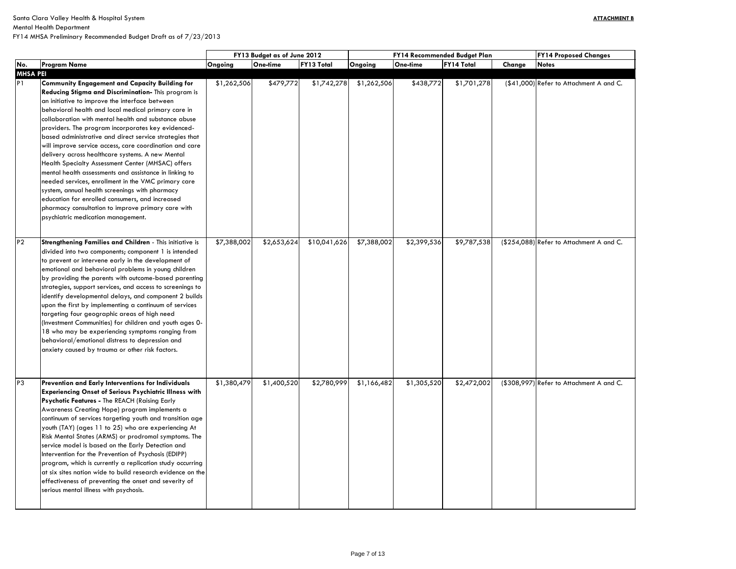Santa Clara Valley Health & Hospital System
Mental Health Department
FY14 MHSA Preliminary Recommended Budget Draft as of 7/23/2013

**ATTACHMENT B**

| | | FY13 Budget as of June 2012 | | | FY14 Recommended Budget Plan | | | | FY14 Proposed Changes |
|---|---|---|---|---|---|---|---|---|---|
| **No.** | **Program Name** | **Ongoing** | **One-time** | **FY13 Total** | **Ongoing** | **One-time** | **FY14 Total** | **Change** | **Notes** |
| **MHSA PEI** | | | | | | | | | |
| P1 | **Community Engagement and Capacity Building for Reducing Stigma and Discrimination-** This program is an initiative to improve the interface between behavioral health and local medical primary care in collaboration with mental health and substance abuse providers. The program incorporates key evidenced-based administrative and direct service strategies that will improve service access, care coordination and care delivery across healthcare systems. A new Mental Health Specialty Assessment Center (MHSAC) offers mental health assessments and assistance in linking to needed services, enrollment in the VMC primary care system, annual health screenings with pharmacy education for enrolled consumers, and increased pharmacy consultation to improve primary care with psychiatric medication management. | $1,262,506 | $479,772 | $1,742,278 | $1,262,506 | $438,772 | $1,701,278 | ($41,000) | Refer to Attachment A and C. |
| P2 | **Strengthening Families and Children** - This initiative is divided into two components; component 1 is intended to prevent or intervene early in the development of emotional and behavioral problems in young children by providing the parents with outcome-based parenting strategies, support services, and access to screenings to identify developmental delays, and component 2 builds upon the first by implementing a continuum of services targeting four geographic areas of high need (Investment Communities) for children and youth ages 0-18 who may be experiencing symptoms ranging from behavioral/emotional distress to depression and anxiety caused by trauma or other risk factors. | $7,388,002 | $2,653,624 | $10,041,626 | $7,388,002 | $2,399,536 | $9,787,538 | ($254,088) | Refer to Attachment A and C. |
| P3 | **Prevention and Early Interventions for Individuals Experiencing Onset of Serious Psychiatric Illness with Psychotic Features -** The REACH (Raising Early Awareness Creating Hope) program implements a continuum of services targeting youth and transition age youth (TAY) (ages 11 to 25) who are experiencing At Risk Mental States (ARMS) or prodromal symptoms. The service model is based on the Early Detection and Intervention for the Prevention of Psychosis (EDIPP) program, which is currently a replication study occurring at six sites nation wide to build research evidence on the effectiveness of preventing the onset and severity of serious mental illness with psychosis. | $1,380,479 | $1,400,520 | $2,780,999 | $1,166,482 | $1,305,520 | $2,472,002 | ($308,997) | Refer to Attachment A and C. |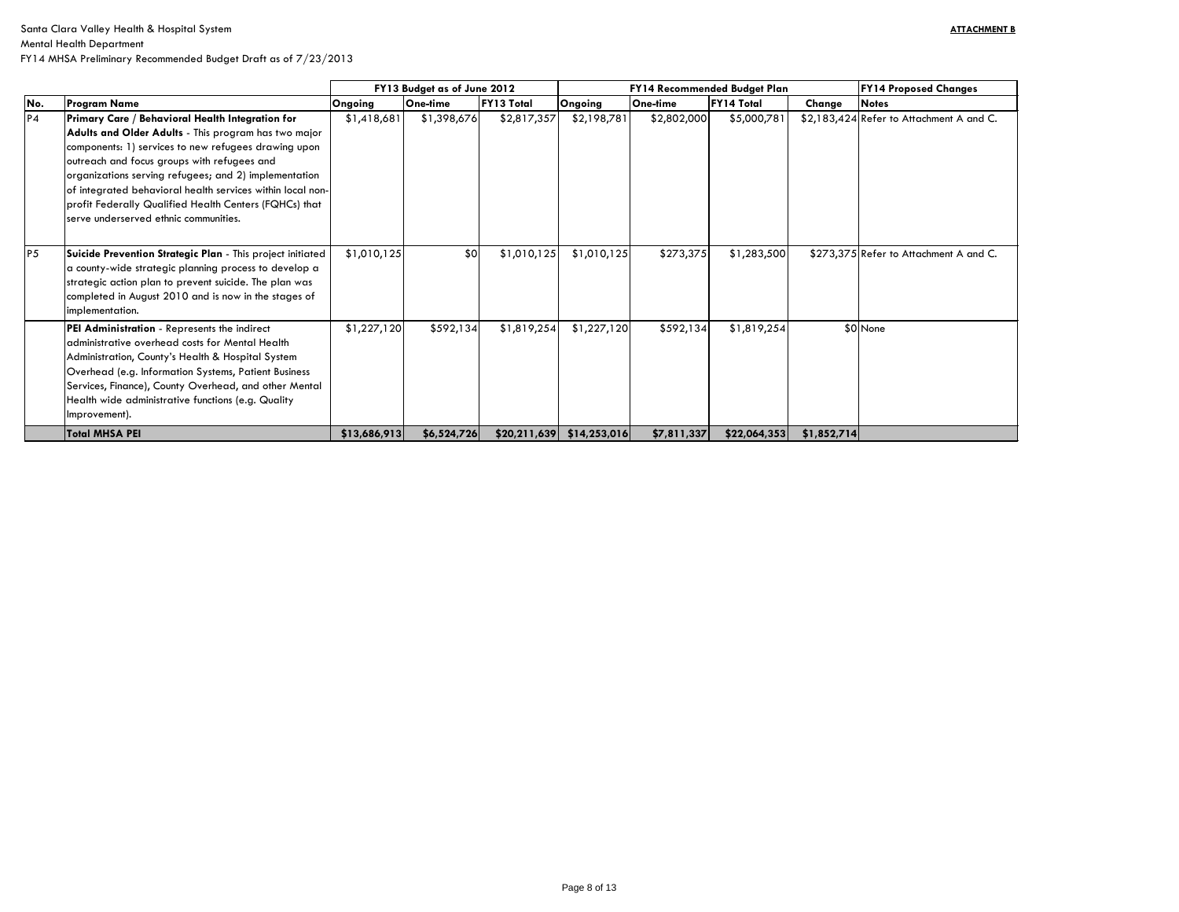Santa Clara Valley Health & Hospital System
Mental Health Department
FY14 MHSA Preliminary Recommended Budget Draft as of 7/23/2013

**ATTACHMENT B**

| | | FY13 Budget as of June 2012 | | | FY14 Recommended Budget Plan | | | | FY14 Proposed Changes |
|---|---|---|---|---|---|---|---|---|---|
| **No.** | **Program Name** | **Ongoing** | **One-time** | **FY13 Total** | **Ongoing** | **One-time** | **FY14 Total** | **Change** | **Notes** |
| P4 | **Primary Care / Behavioral Health Integration for Adults and Older Adults** - This program has two major components: 1) services to new refugees drawing upon outreach and focus groups with refugees and organizations serving refugees; and 2) implementation of integrated behavioral health services within local non-profit Federally Qualified Health Centers (FQHCs) that serve underserved ethnic communities. | $1,418,681 | $1,398,676 | $2,817,357 | $2,198,781 | $2,802,000 | $5,000,781 | $2,183,424 | Refer to Attachment A and C. |
| P5 | **Suicide Prevention Strategic Plan** - This project initiated a county-wide strategic planning process to develop a strategic action plan to prevent suicide. The plan was completed in August 2010 and is now in the stages of implementation. | $1,010,125 | $0 | $1,010,125 | $1,010,125 | $273,375 | $1,283,500 | $273,375 | Refer to Attachment A and C. |
| | **PEI Administration** - Represents the indirect administrative overhead costs for Mental Health Administration, County's Health & Hospital System Overhead (e.g. Information Systems, Patient Business Services, Finance), County Overhead, and other Mental Health wide administrative functions (e.g. Quality Improvement). | $1,227,120 | $592,134 | $1,819,254 | $1,227,120 | $592,134 | $1,819,254 | $0 | None |
| | **Total MHSA PEI** | **$13,686,913** | **$6,524,726** | **$20,211,639** | **$14,253,016** | **$7,811,337** | **$22,064,353** | **$1,852,714** | |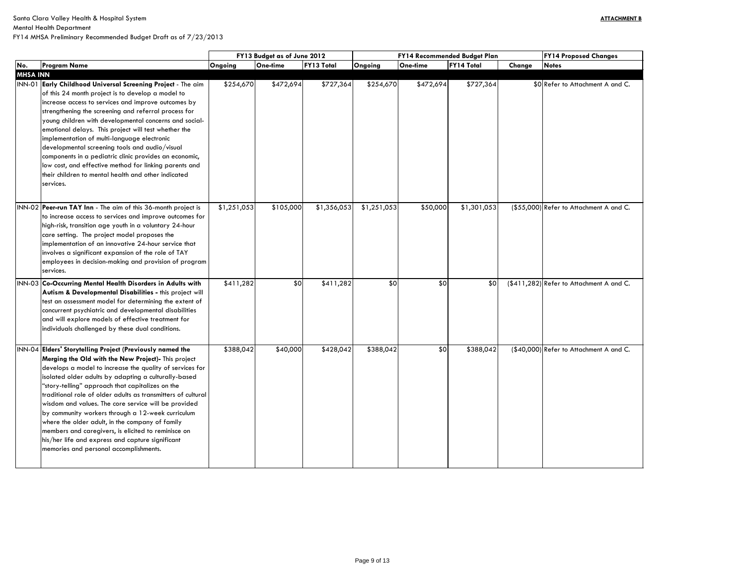Santa Clara Valley Health & Hospital System
Mental Health Department
FY14 MHSA Preliminary Recommended Budget Draft as of 7/23/2013

**ATTACHMENT B**

| | | FY13 Budget as of June 2012 | | | FY14 Recommended Budget Plan | | | FY14 Proposed Changes | |
|---|---|---|---|---|---|---|---|---|---|
| **No.** | **Program Name** | **Ongoing** | **One-time** | **FY13 Total** | **Ongoing** | **One-time** | **FY14 Total** | **Change** | **Notes** |
| **MHSA INN** | | | | | | | | | |
| INN-01 | **Early Childhood Universal Screening Project** - The aim of this 24 month project is to develop a model to increase access to services and improve outcomes by strengthening the screening and referral process for young children with developmental concerns and social-emotional delays. This project will test whether the implementation of multi-language electronic developmental screening tools and audio/visual components in a pediatric clinic provides an economic, low cost, and effective method for linking parents and their children to mental health and other indicated services. | $254,670 | $472,694 | $727,364 | $254,670 | $472,694 | $727,364 | $0 | Refer to Attachment A and C. |
| INN-02 | **Peer-run TAY Inn** - The aim of this 36-month project is to increase access to services and improve outcomes for high-risk, transition age youth in a voluntary 24-hour care setting. The project model proposes the implementation of an innovative 24-hour service that involves a significant expansion of the role of TAY employees in decision-making and provision of program services. | $1,251,053 | $105,000 | $1,356,053 | $1,251,053 | $50,000 | $1,301,053 | ($55,000) | Refer to Attachment A and C. |
| INN-03 | **Co-Occurring Mental Health Disorders in Adults with Autism & Developmental Disabilities -** this project will test an assessment model for determining the extent of concurrent psychiatric and developmental disabilities and will explore models of effective treatment for individuals challenged by these dual conditions. | $411,282 | $0 | $411,282 | $0 | $0 | $0 | ($411,282) | Refer to Attachment A and C. |
| INN-04 | **Elders' Storytelling Project (Previously named the Merging the Old with the New Project)-** This project develops a model to increase the quality of services for isolated older adults by adapting a culturally-based "story-telling" approach that capitalizes on the traditional role of older adults as transmitters of cultural wisdom and values. The core service will be provided by community workers through a 12-week curriculum where the older adult, in the company of family members and caregivers, is elicited to reminisce on his/her life and express and capture significant memories and personal accomplishments. | $388,042 | $40,000 | $428,042 | $388,042 | $0 | $388,042 | ($40,000) | Refer to Attachment A and C. |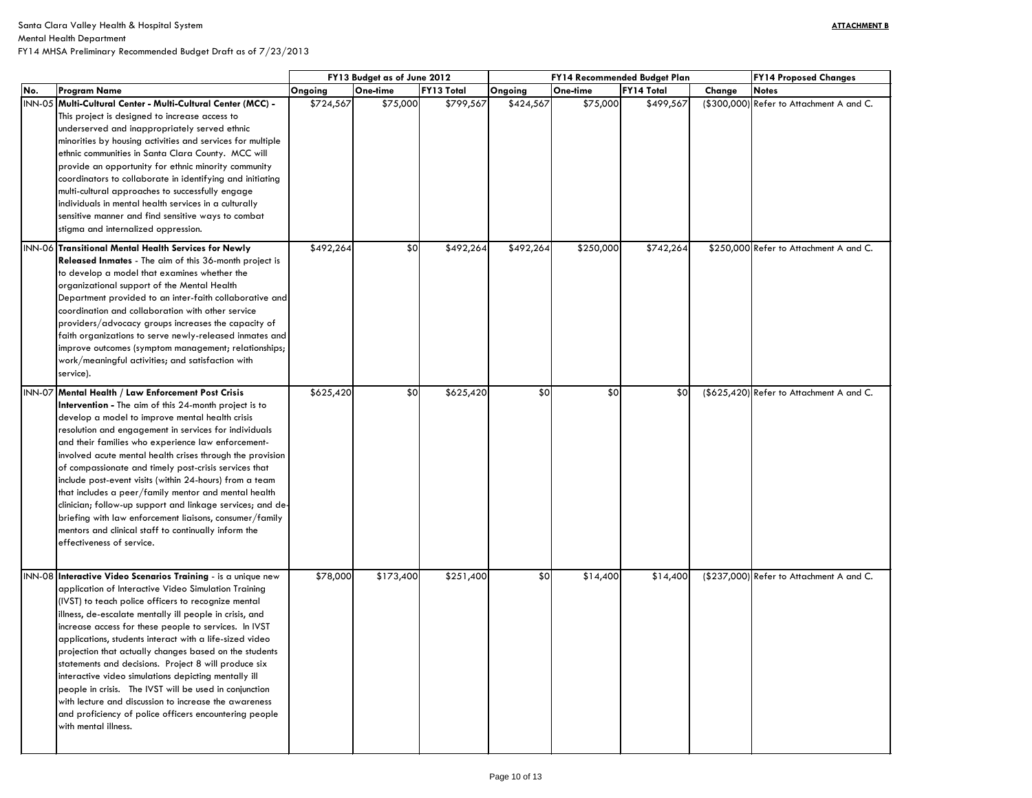Santa Clara Valley Health & Hospital System
Mental Health Department
FY14 MHSA Preliminary Recommended Budget Draft as of 7/23/2013

**ATTACHMENT B**

| | | FY13 Budget as of June 2012 | | | FY14 Recommended Budget Plan | | | | FY14 Proposed Changes |
|---|---|---|---|---|---|---|---|---|---|
| **No.** | **Program Name** | **Ongoing** | **One-time** | **FY13 Total** | **Ongoing** | **One-time** | **FY14 Total** | **Change** | **Notes** |
| INN-05 | **Multi-Cultural Center - Multi-Cultural Center (MCC) -** This project is designed to increase access to underserved and inappropriately served ethnic minorities by housing activities and services for multiple ethnic communities in Santa Clara County. MCC will provide an opportunity for ethnic minority community coordinators to collaborate in identifying and initiating multi-cultural approaches to successfully engage individuals in mental health services in a culturally sensitive manner and find sensitive ways to combat stigma and internalized oppression. | $724,567 | $75,000 | $799,567 | $424,567 | $75,000 | $499,567 | ($300,000) | Refer to Attachment A and C. |
| INN-06 | **Transitional Mental Health Services for Newly Released Inmates** - The aim of this 36-month project is to develop a model that examines whether the organizational support of the Mental Health Department provided to an inter-faith collaborative and coordination and collaboration with other service providers/advocacy groups increases the capacity of faith organizations to serve newly-released inmates and improve outcomes (symptom management; relationships; work/meaningful activities; and satisfaction with service). | $492,264 | $0 | $492,264 | $492,264 | $250,000 | $742,264 | $250,000 | Refer to Attachment A and C. |
| INN-07 | **Mental Health / Law Enforcement Post Crisis Intervention -** The aim of this 24-month project is to develop a model to improve mental health crisis resolution and engagement in services for individuals and their families who experience law enforcement-involved acute mental health crises through the provision of compassionate and timely post-crisis services that include post-event visits (within 24-hours) from a team that includes a peer/family mentor and mental health clinician; follow-up support and linkage services; and de-briefing with law enforcement liaisons, consumer/family mentors and clinical staff to continually inform the effectiveness of service. | $625,420 | $0 | $625,420 | $0 | $0 | $0 | ($625,420) | Refer to Attachment A and C. |
| INN-08 | **Interactive Video Scenarios Training** - is a unique new application of Interactive Video Simulation Training (IVST) to teach police officers to recognize mental illness, de-escalate mentally ill people in crisis, and increase access for these people to services. In IVST applications, students interact with a life-sized video projection that actually changes based on the students statements and decisions. Project 8 will produce six interactive video simulations depicting mentally ill people in crisis. The IVST will be used in conjunction with lecture and discussion to increase the awareness and proficiency of police officers encountering people with mental illness. | $78,000 | $173,400 | $251,400 | $0 | $14,400 | $14,400 | ($237,000) | Refer to Attachment A and C. |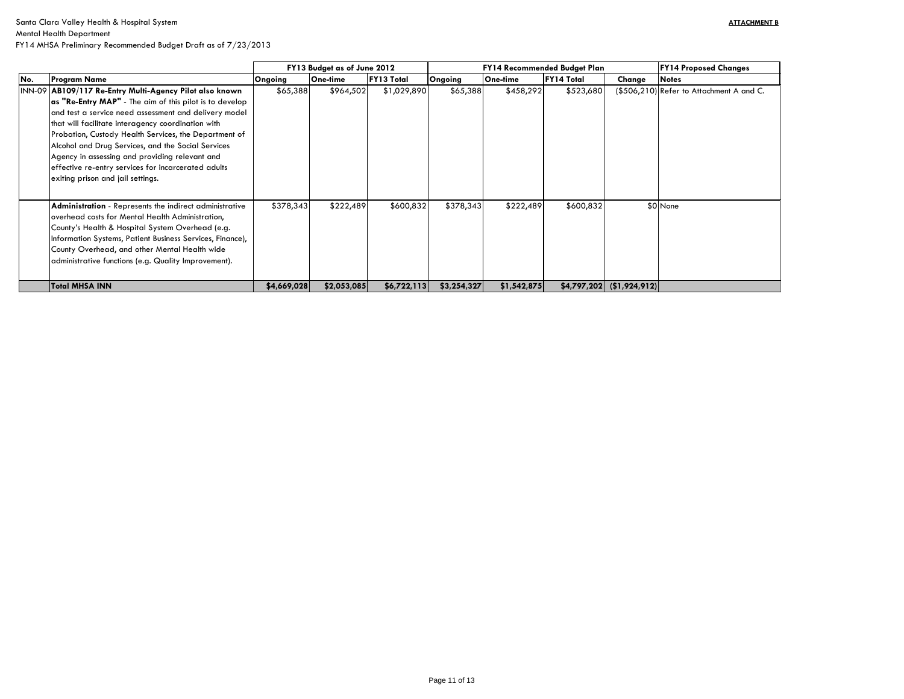Santa Clara Valley Health & Hospital System
Mental Health Department
FY14 MHSA Preliminary Recommended Budget Draft as of 7/23/2013

**ATTACHMENT B**

| | | FY13 Budget as of June 2012 | | | FY14 Recommended Budget Plan | | | | FY14 Proposed Changes |
|---|---|---|---|---|---|---|---|---|---|
| **No.** | **Program Name** | **Ongoing** | **One-time** | **FY13 Total** | **Ongoing** | **One-time** | **FY14 Total** | **Change** | **Notes** |
| INN-09 | **AB109/117 Re-Entry Multi-Agency Pilot also known as "Re-Entry MAP"** - The aim of this pilot is to develop and test a service need assessment and delivery model that will facilitate interagency coordination with Probation, Custody Health Services, the Department of Alcohol and Drug Services, and the Social Services Agency in assessing and providing relevant and effective re-entry services for incarcerated adults exiting prison and jail settings. | $65,388 | $964,502 | $1,029,890 | $65,388 | $458,292 | $523,680 | ($506,210) | Refer to Attachment A and C. |
| | **Administration** - Represents the indirect administrative overhead costs for Mental Health Administration, County's Health & Hospital System Overhead (e.g. Information Systems, Patient Business Services, Finance), County Overhead, and other Mental Health wide administrative functions (e.g. Quality Improvement). | $378,343 | $222,489 | $600,832 | $378,343 | $222,489 | $600,832 | $0 | None |
| | **Total MHSA INN** | **$4,669,028** | **$2,053,085** | **$6,722,113** | **$3,254,327** | **$1,542,875** | **$4,797,202** | **($1,924,912)** | |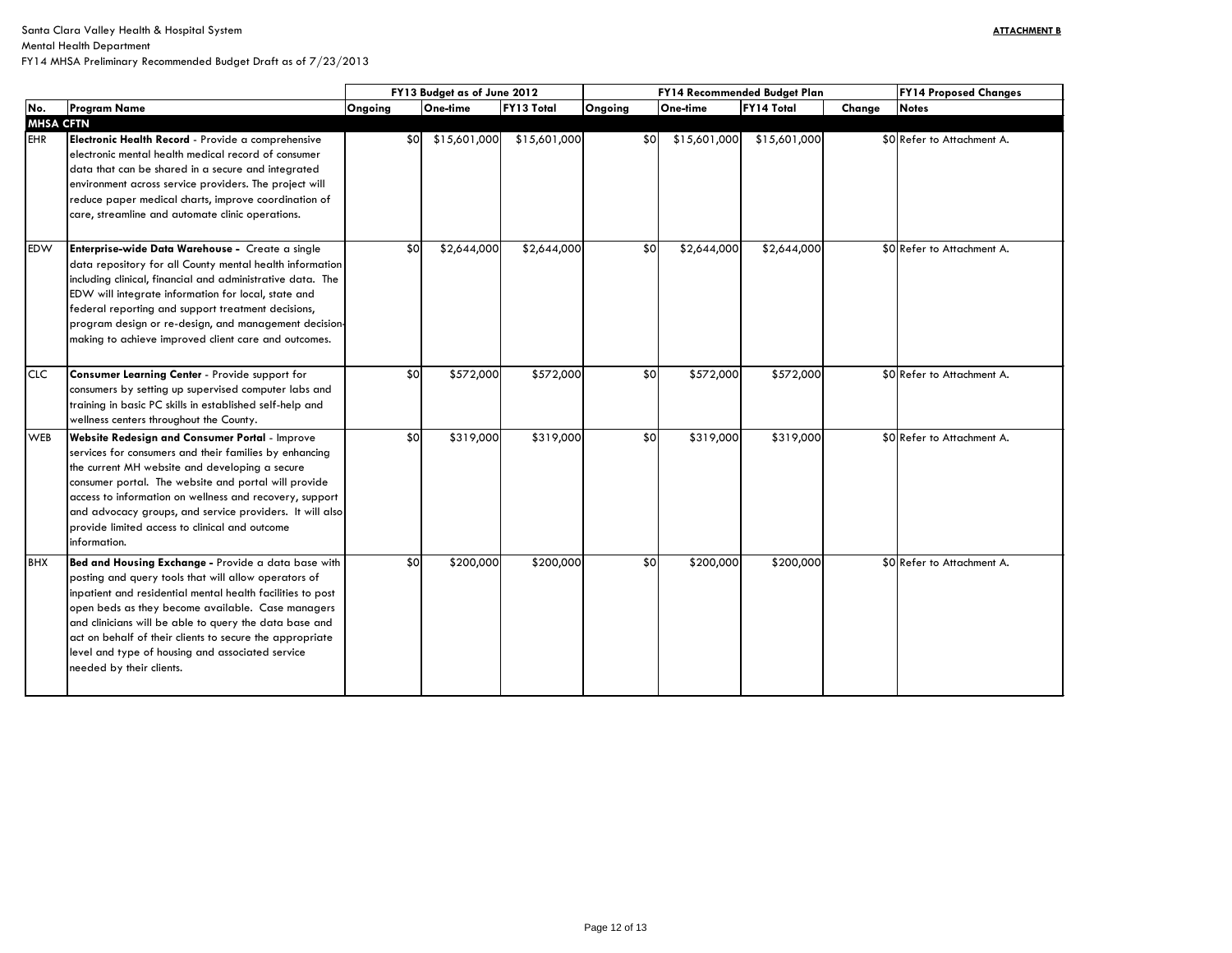Santa Clara Valley Health & Hospital System
Mental Health Department
FY14 MHSA Preliminary Recommended Budget Draft as of 7/23/2013

**ATTACHMENT B**

| | | FY13 Budget as of June 2012 | | | FY14 Recommended Budget Plan | | | FY14 Proposed Changes | |
|---|---|---|---|---|---|---|---|---|---|
| **No.** | **Program Name** | **Ongoing** | **One-time** | **FY13 Total** | **Ongoing** | **One-time** | **FY14 Total** | **Change** | **Notes** |
| **MHSA CFTN** | | | | | | | | | |
| EHR | **Electronic Health Record** - Provide a comprehensive electronic mental health medical record of consumer data that can be shared in a secure and integrated environment across service providers. The project will reduce paper medical charts, improve coordination of care, streamline and automate clinic operations. | $0 | $15,601,000 | $15,601,000 | $0 | $15,601,000 | $15,601,000 | $0 | Refer to Attachment A. |
| EDW | **Enterprise-wide Data Warehouse -** Create a single data repository for all County mental health information including clinical, financial and administrative data. The EDW will integrate information for local, state and federal reporting and support treatment decisions, program design or re-design, and management decision-making to achieve improved client care and outcomes. | $0 | $2,644,000 | $2,644,000 | $0 | $2,644,000 | $2,644,000 | $0 | Refer to Attachment A. |
| CLC | **Consumer Learning Center** - Provide support for consumers by setting up supervised computer labs and training in basic PC skills in established self-help and wellness centers throughout the County. | $0 | $572,000 | $572,000 | $0 | $572,000 | $572,000 | $0 | Refer to Attachment A. |
| WEB | **Website Redesign and Consumer Portal** - Improve services for consumers and their families by enhancing the current MH website and developing a secure consumer portal. The website and portal will provide access to information on wellness and recovery, support and advocacy groups, and service providers. It will also provide limited access to clinical and outcome information. | $0 | $319,000 | $319,000 | $0 | $319,000 | $319,000 | $0 | Refer to Attachment A. |
| BHX | **Bed and Housing Exchange -** Provide a data base with posting and query tools that will allow operators of inpatient and residential mental health facilities to post open beds as they become available. Case managers and clinicians will be able to query the data base and act on behalf of their clients to secure the appropriate level and type of housing and associated service needed by their clients. | $0 | $200,000 | $200,000 | $0 | $200,000 | $200,000 | $0 | Refer to Attachment A. |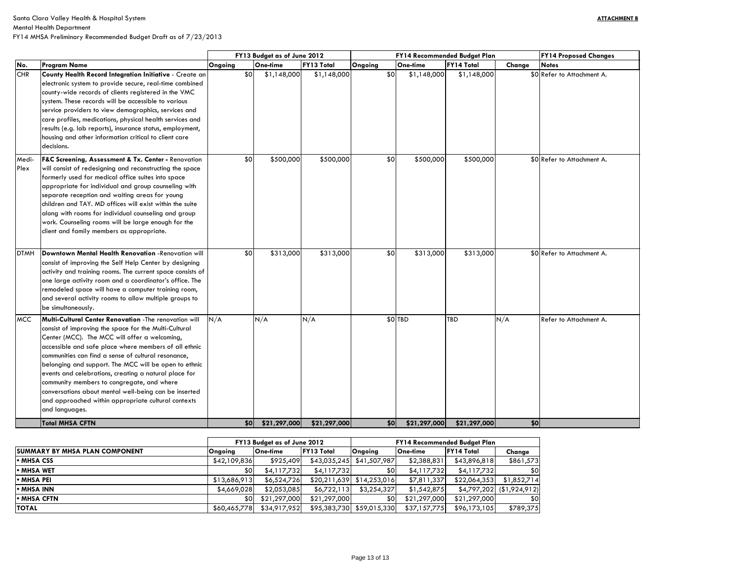Santa Clara Valley Health & Hospital System
Mental Health Department
FY14 MHSA Preliminary Recommended Budget Draft as of 7/23/2013

**ATTACHMENT B**

| | | FY13 Budget as of June 2012 | | | FY14 Recommended Budget Plan | | | | FY14 Proposed Changes |
|---|---|---|---|---|---|---|---|---|---|
| **No.** | **Program Name** | **Ongoing** | **One-time** | **FY13 Total** | **Ongoing** | **One-time** | **FY14 Total** | **Change** | **Notes** |
| CHR | **County Health Record Integration Initiative** - Create an electronic system to provide secure, real-time combined county-wide records of clients registered in the VMC system. These records will be accessible to various service providers to view demographics, services and care profiles, medications, physical health services and results (e.g. lab reports), insurance status, employment, housing and other information critical to client care decisions. | $0 | $1,148,000 | $1,148,000 | $0 | $1,148,000 | $1,148,000 | $0 | Refer to Attachment A. |
| Medi-Plex | **F&C Screening, Assessment & Tx. Center -** Renovation will consist of redesigning and reconstructing the space formerly used for medical office suites into space appropriate for individual and group counseling with separate reception and waiting areas for young children and TAY. MD offices will exist within the suite along with rooms for individual counseling and group work. Counseling rooms will be large enough for the client and family members as appropriate. | $0 | $500,000 | $500,000 | $0 | $500,000 | $500,000 | $0 | Refer to Attachment A. |
| DTMH | **Downtown Mental Health Renovation** -Renovation will consist of improving the Self Help Center by designing activity and training rooms. The current space consists of one large activity room and a coordinator's office. The remodeled space will have a computer training room, and several activity rooms to allow multiple groups to be simultaneously. | $0 | $313,000 | $313,000 | $0 | $313,000 | $313,000 | $0 | Refer to Attachment A. |
| MCC | **Multi-Cultural Center Renovation** -The renovation will consist of improving the space for the Multi-Cultural Center (MCC). The MCC will offer a welcoming, accessible and safe place where members of all ethnic communities can find a sense of cultural resonance, belonging and support. The MCC will be open to ethnic events and celebrations, creating a natural place for community members to congregate, and where conversations about mental well-being can be inserted and approached within appropriate cultural contexts and languages. | N/A | N/A | N/A | $0 | TBD | TBD | N/A | Refer to Attachment A. |
| | **Total MHSA CFTN** | **$0** | **$21,297,000** | **$21,297,000** | **$0** | **$21,297,000** | **$21,297,000** | **$0** | |

| | FY13 Budget as of June 2012 | | | FY14 Recommended Budget Plan | | | |
|---|---|---|---|---|---|---|---|
| **SUMMARY BY MHSA PLAN COMPONENT** | **Ongoing** | **One-time** | **FY13 Total** | **Ongoing** | **One-time** | **FY14 Total** | **Change** |
| **• MHSA CSS** | $42,109,836 | $925,409 | $43,035,245 | $41,507,987 | $2,388,831 | $43,896,818 | $861,573 |
| **• MHSA WET** | $0 | $4,117,732 | $4,117,732 | $0 | $4,117,732 | $4,117,732 | $0 |
| **• MHSA PEI** | $13,686,913 | $6,524,726 | $20,211,639 | $14,253,016 | $7,811,337 | $22,064,353 | $1,852,714 |
| **• MHSA INN** | $4,669,028 | $2,053,085 | $6,722,113 | $3,254,327 | $1,542,875 | $4,797,202 | ($1,924,912) |
| **• MHSA CFTN** | $0 | $21,297,000 | $21,297,000 | $0 | $21,297,000 | $21,297,000 | $0 |
| **TOTAL** | $60,465,778 | $34,917,952 | $95,383,730 | $59,015,330 | $37,157,775 | $96,173,105 | $789,375 |